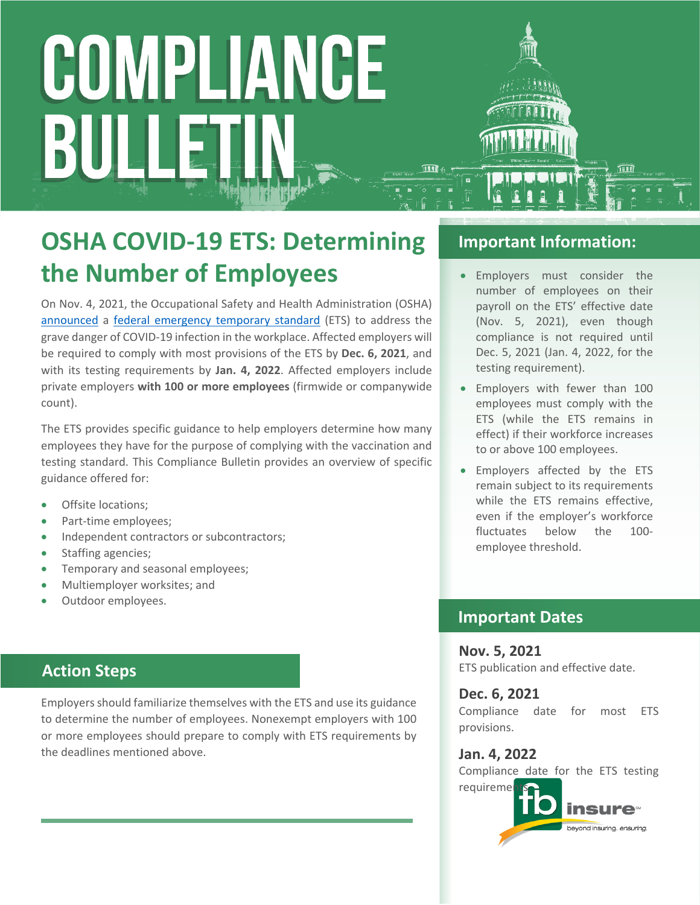# COMPLIANCE BULLETIN

## OSHA COVID-19 ETS: Determining the Number of Employees

On Nov. 4, 2021, the Occupational Safety and Health Administration (OSHA) announced a federal emergency temporary standard (ETS) to address the grave danger of COVID-19 infection in the workplace. Affected employers will be required to comply with most provisions of the ETS by **Dec. 6, 2021**, and with its testing requirements by **Jan. 4, 2022**. Affected employers include private employers **with 100 or more employees** (firmwide or companywide count).

The ETS provides specific guidance to help employers determine how many employees they have for the purpose of complying with the vaccination and testing standard. This Compliance Bulletin provides an overview of specific guidance offered for:

- Offsite locations;
- Part-time employees;
- Independent contractors or subcontractors;
- Staffing agencies;
- Temporary and seasonal employees;
- Multiemployer worksites; and
- Outdoor employees.

### Action Steps

Employers should familiarize themselves with the ETS and use its guidance to determine the number of employees. Nonexempt employers with 100 or more employees should prepare to comply with ETS requirements by the deadlines mentioned above.

### Important Information:

- Employers must consider the number of employees on their payroll on the ETS' effective date (Nov. 5, 2021), even though compliance is not required until Dec. 5, 2021 (Jan. 4, 2022, for the testing requirement).
- Employers with fewer than 100 employees must comply with the ETS (while the ETS remains in effect) if their workforce increases to or above 100 employees.
- Employers affected by the ETS remain subject to its requirements while the ETS remains effective, even if the employer's workforce fluctuates below the 100-employee threshold.

### Important Dates

**Nov. 5, 2021**
ETS publication and effective date.

**Dec. 6, 2021**
Compliance date for most ETS provisions.

**Jan. 4, 2022**
Compliance date for the ETS testing requirements.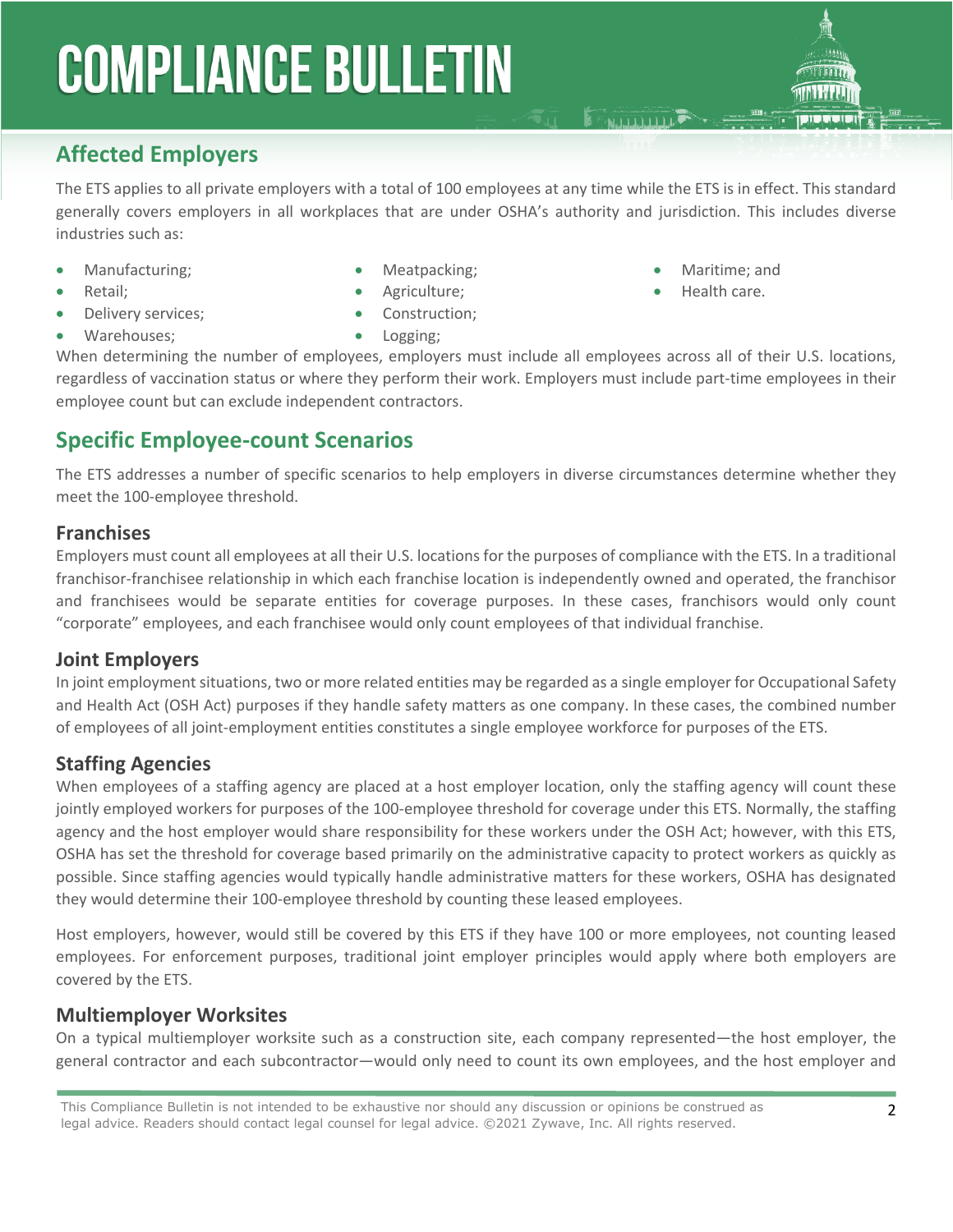## Affected Employers

The ETS applies to all private employers with a total of 100 employees at any time while the ETS is in effect. This standard generally covers employers in all workplaces that are under OSHA's authority and jurisdiction. This includes diverse industries such as:

- Manufacturing;
- Retail;
- Delivery services;
- Warehouses;
- Meatpacking;
- Agriculture;
- Construction;
- Logging;
- Maritime; and
- Health care.

When determining the number of employees, employers must include all employees across all of their U.S. locations, regardless of vaccination status or where they perform their work. Employers must include part-time employees in their employee count but can exclude independent contractors.

## Specific Employee-count Scenarios

The ETS addresses a number of specific scenarios to help employers in diverse circumstances determine whether they meet the 100-employee threshold.

### Franchises

Employers must count all employees at all their U.S. locations for the purposes of compliance with the ETS. In a traditional franchisor-franchisee relationship in which each franchise location is independently owned and operated, the franchisor and franchisees would be separate entities for coverage purposes. In these cases, franchisors would only count "corporate" employees, and each franchisee would only count employees of that individual franchise.

### Joint Employers

In joint employment situations, two or more related entities may be regarded as a single employer for Occupational Safety and Health Act (OSH Act) purposes if they handle safety matters as one company. In these cases, the combined number of employees of all joint-employment entities constitutes a single employee workforce for purposes of the ETS.

### Staffing Agencies

When employees of a staffing agency are placed at a host employer location, only the staffing agency will count these jointly employed workers for purposes of the 100-employee threshold for coverage under this ETS. Normally, the staffing agency and the host employer would share responsibility for these workers under the OSH Act; however, with this ETS, OSHA has set the threshold for coverage based primarily on the administrative capacity to protect workers as quickly as possible. Since staffing agencies would typically handle administrative matters for these workers, OSHA has designated they would determine their 100-employee threshold by counting these leased employees.

Host employers, however, would still be covered by this ETS if they have 100 or more employees, not counting leased employees. For enforcement purposes, traditional joint employer principles would apply where both employers are covered by the ETS.

### Multiemployer Worksites

On a typical multiemployer worksite such as a construction site, each company represented—the host employer, the general contractor and each subcontractor—would only need to count its own employees, and the host employer and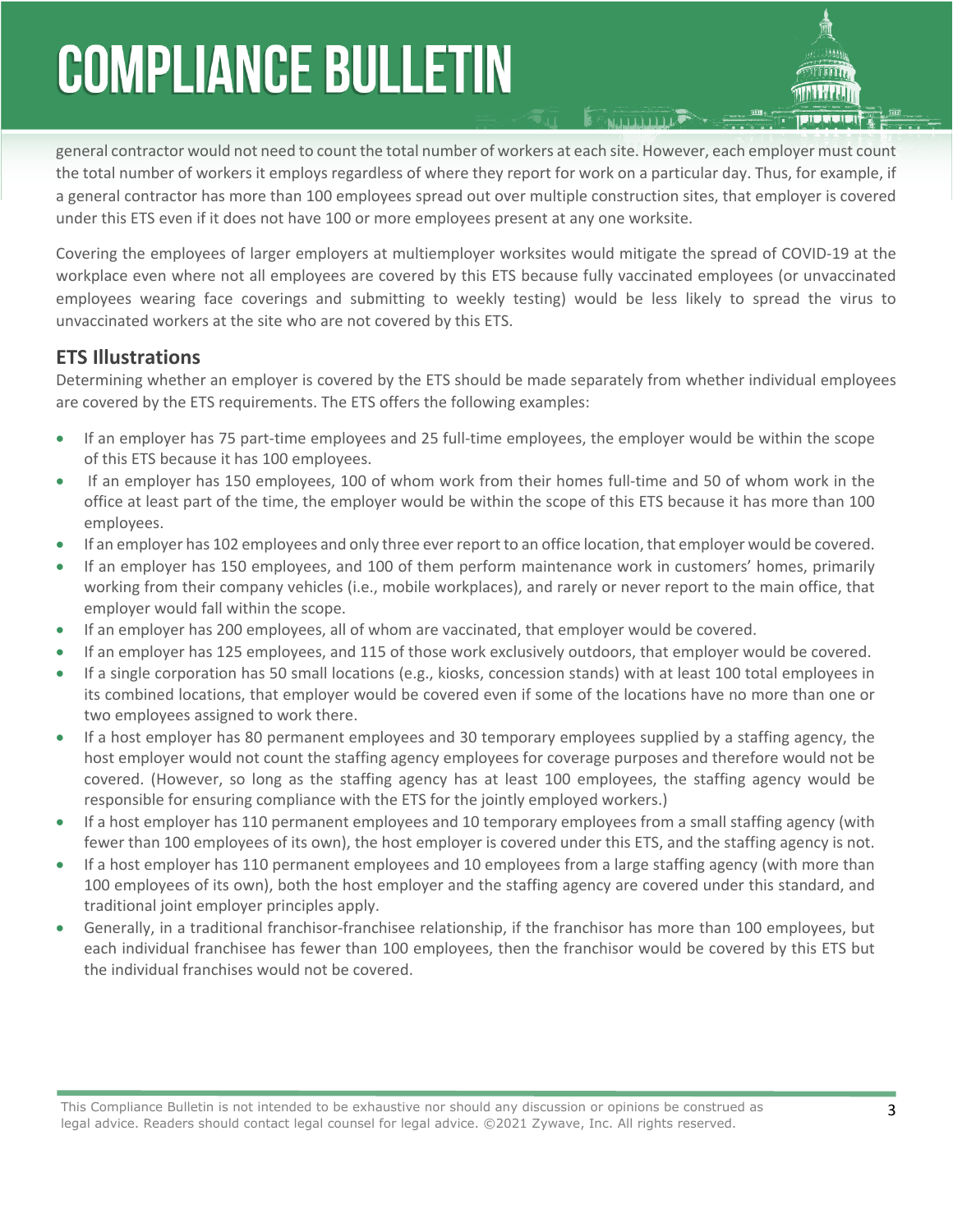general contractor would not need to count the total number of workers at each site. However, each employer must count the total number of workers it employs regardless of where they report for work on a particular day. Thus, for example, if a general contractor has more than 100 employees spread out over multiple construction sites, that employer is covered under this ETS even if it does not have 100 or more employees present at any one worksite.

Covering the employees of larger employers at multiemployer worksites would mitigate the spread of COVID-19 at the workplace even where not all employees are covered by this ETS because fully vaccinated employees (or unvaccinated employees wearing face coverings and submitting to weekly testing) would be less likely to spread the virus to unvaccinated workers at the site who are not covered by this ETS.

## ETS Illustrations

Determining whether an employer is covered by the ETS should be made separately from whether individual employees are covered by the ETS requirements. The ETS offers the following examples:

- If an employer has 75 part-time employees and 25 full-time employees, the employer would be within the scope of this ETS because it has 100 employees.
- If an employer has 150 employees, 100 of whom work from their homes full-time and 50 of whom work in the office at least part of the time, the employer would be within the scope of this ETS because it has more than 100 employees.
- If an employer has 102 employees and only three ever report to an office location, that employer would be covered.
- If an employer has 150 employees, and 100 of them perform maintenance work in customers' homes, primarily working from their company vehicles (i.e., mobile workplaces), and rarely or never report to the main office, that employer would fall within the scope.
- If an employer has 200 employees, all of whom are vaccinated, that employer would be covered.
- If an employer has 125 employees, and 115 of those work exclusively outdoors, that employer would be covered.
- If a single corporation has 50 small locations (e.g., kiosks, concession stands) with at least 100 total employees in its combined locations, that employer would be covered even if some of the locations have no more than one or two employees assigned to work there.
- If a host employer has 80 permanent employees and 30 temporary employees supplied by a staffing agency, the host employer would not count the staffing agency employees for coverage purposes and therefore would not be covered. (However, so long as the staffing agency has at least 100 employees, the staffing agency would be responsible for ensuring compliance with the ETS for the jointly employed workers.)
- If a host employer has 110 permanent employees and 10 temporary employees from a small staffing agency (with fewer than 100 employees of its own), the host employer is covered under this ETS, and the staffing agency is not.
- If a host employer has 110 permanent employees and 10 employees from a large staffing agency (with more than 100 employees of its own), both the host employer and the staffing agency are covered under this standard, and traditional joint employer principles apply.
- Generally, in a traditional franchisor-franchisee relationship, if the franchisor has more than 100 employees, but each individual franchisee has fewer than 100 employees, then the franchisor would be covered by this ETS but the individual franchises would not be covered.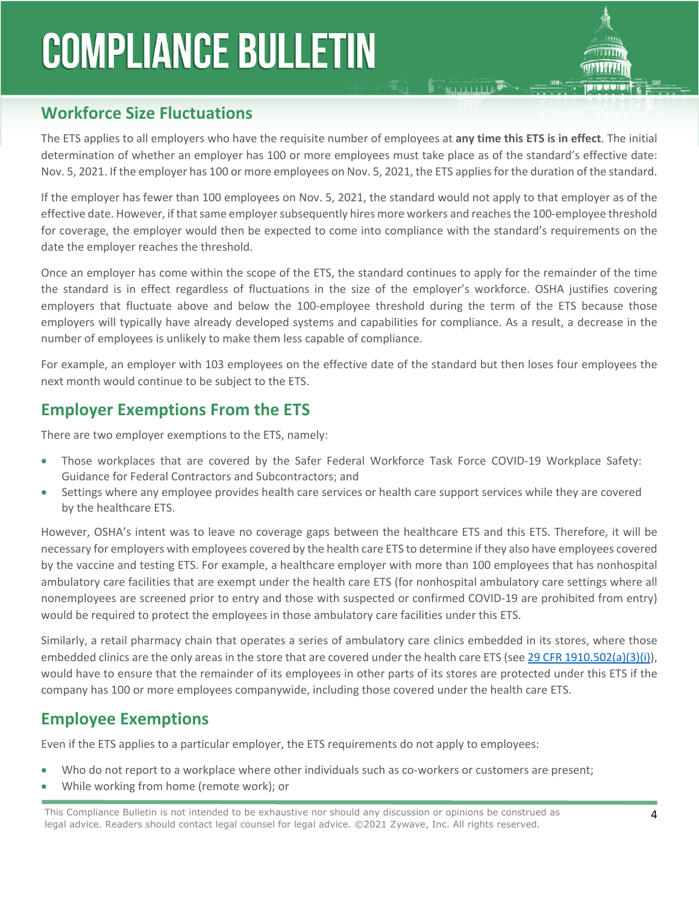## Workforce Size Fluctuations

The ETS applies to all employers who have the requisite number of employees at **any time this ETS is in effect**. The initial determination of whether an employer has 100 or more employees must take place as of the standard's effective date: Nov. 5, 2021. If the employer has 100 or more employees on Nov. 5, 2021, the ETS applies for the duration of the standard.

If the employer has fewer than 100 employees on Nov. 5, 2021, the standard would not apply to that employer as of the effective date. However, if that same employer subsequently hires more workers and reaches the 100-employee threshold for coverage, the employer would then be expected to come into compliance with the standard's requirements on the date the employer reaches the threshold.

Once an employer has come within the scope of the ETS, the standard continues to apply for the remainder of the time the standard is in effect regardless of fluctuations in the size of the employer's workforce. OSHA justifies covering employers that fluctuate above and below the 100-employee threshold during the term of the ETS because those employers will typically have already developed systems and capabilities for compliance. As a result, a decrease in the number of employees is unlikely to make them less capable of compliance.

For example, an employer with 103 employees on the effective date of the standard but then loses four employees the next month would continue to be subject to the ETS.

## Employer Exemptions From the ETS

There are two employer exemptions to the ETS, namely:

- Those workplaces that are covered by the Safer Federal Workforce Task Force COVID-19 Workplace Safety: Guidance for Federal Contractors and Subcontractors; and
- Settings where any employee provides health care services or health care support services while they are covered by the healthcare ETS.

However, OSHA's intent was to leave no coverage gaps between the healthcare ETS and this ETS. Therefore, it will be necessary for employers with employees covered by the health care ETS to determine if they also have employees covered by the vaccine and testing ETS. For example, a healthcare employer with more than 100 employees that has nonhospital ambulatory care facilities that are exempt under the health care ETS (for nonhospital ambulatory care settings where all nonemployees are screened prior to entry and those with suspected or confirmed COVID-19 are prohibited from entry) would be required to protect the employees in those ambulatory care facilities under this ETS.

Similarly, a retail pharmacy chain that operates a series of ambulatory care clinics embedded in its stores, where those embedded clinics are the only areas in the store that are covered under the health care ETS (see 29 CFR 1910.502(a)(3)(i)), would have to ensure that the remainder of its employees in other parts of its stores are protected under this ETS if the company has 100 or more employees companywide, including those covered under the health care ETS.

## Employee Exemptions

Even if the ETS applies to a particular employer, the ETS requirements do not apply to employees:

- Who do not report to a workplace where other individuals such as co-workers or customers are present;
- While working from home (remote work); or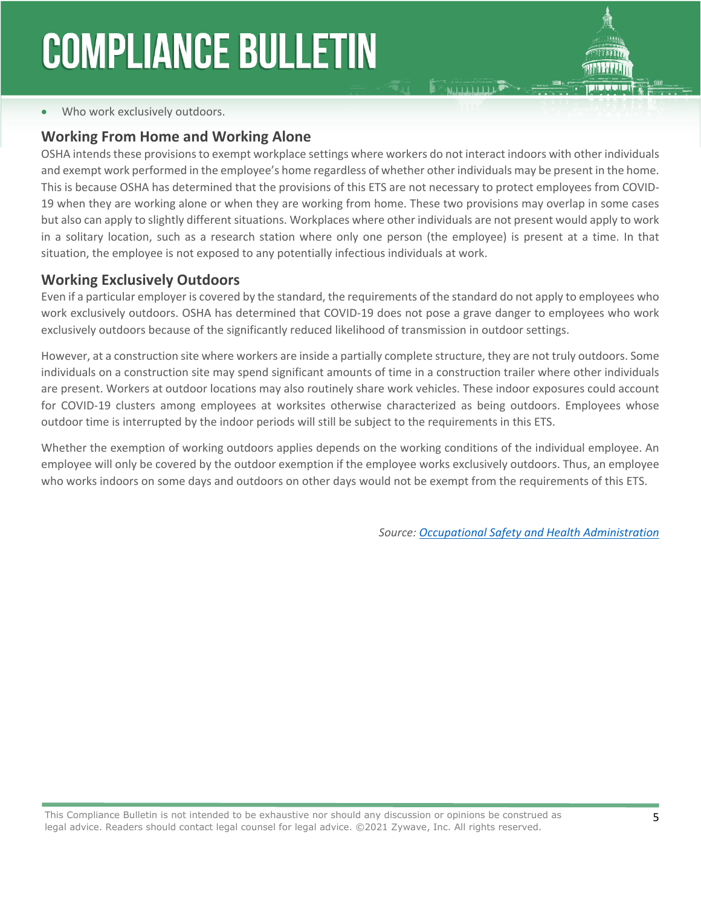- Who work exclusively outdoors.

## Working From Home and Working Alone

OSHA intends these provisions to exempt workplace settings where workers do not interact indoors with other individuals and exempt work performed in the employee's home regardless of whether other individuals may be present in the home. This is because OSHA has determined that the provisions of this ETS are not necessary to protect employees from COVID-19 when they are working alone or when they are working from home. These two provisions may overlap in some cases but also can apply to slightly different situations. Workplaces where other individuals are not present would apply to work in a solitary location, such as a research station where only one person (the employee) is present at a time. In that situation, the employee is not exposed to any potentially infectious individuals at work.

## Working Exclusively Outdoors

Even if a particular employer is covered by the standard, the requirements of the standard do not apply to employees who work exclusively outdoors. OSHA has determined that COVID-19 does not pose a grave danger to employees who work exclusively outdoors because of the significantly reduced likelihood of transmission in outdoor settings.

However, at a construction site where workers are inside a partially complete structure, they are not truly outdoors. Some individuals on a construction site may spend significant amounts of time in a construction trailer where other individuals are present. Workers at outdoor locations may also routinely share work vehicles. These indoor exposures could account for COVID-19 clusters among employees at worksites otherwise characterized as being outdoors. Employees whose outdoor time is interrupted by the indoor periods will still be subject to the requirements in this ETS.

Whether the exemption of working outdoors applies depends on the working conditions of the individual employee. An employee will only be covered by the outdoor exemption if the employee works exclusively outdoors. Thus, an employee who works indoors on some days and outdoors on other days would not be exempt from the requirements of this ETS.

*Source: Occupational Safety and Health Administration*

This Compliance Bulletin is not intended to be exhaustive nor should any discussion or opinions be construed as legal advice. Readers should contact legal counsel for legal advice. ©2021 Zywave, Inc. All rights reserved.